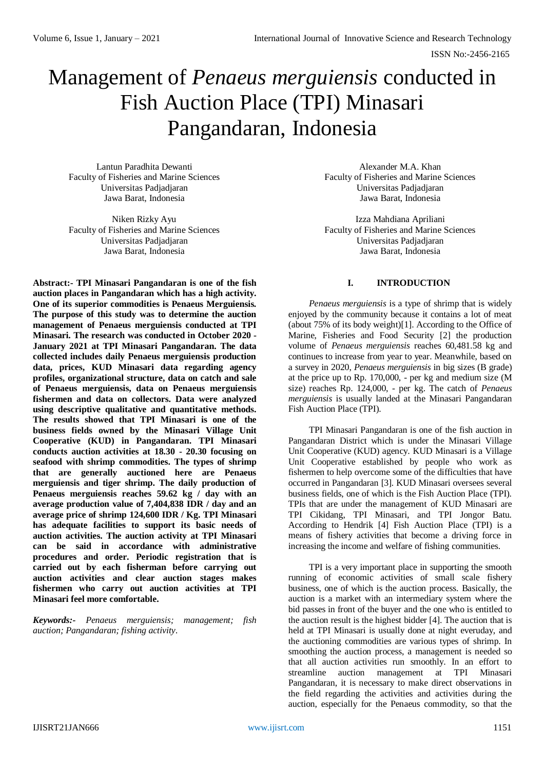# Management of *Penaeus merguiensis* conducted in Fish Auction Place (TPI) Minasari Pangandaran, Indonesia

Lantun Paradhita Dewanti
Faculty of Fisheries and Marine Sciences
Universitas Padjadjaran
Jawa Barat, Indonesia

Alexander M.A. Khan
Faculty of Fisheries and Marine Sciences
Universitas Padjadjaran
Jawa Barat, Indonesia

Niken Rizky Ayu
Faculty of Fisheries and Marine Sciences
Universitas Padjadjaran
Jawa Barat, Indonesia

Izza Mahdiana Apriliani
Faculty of Fisheries and Marine Sciences
Universitas Padjadjaran
Jawa Barat, Indonesia

**Abstract:- TPI Minasari Pangandaran is one of the fish auction places in Pangandaran which has a high activity. One of its superior commodities is Penaeus Merguiensis. The purpose of this study was to determine the auction management of Penaeus merguiensis conducted at TPI Minasari. The research was conducted in October 2020 - January 2021 at TPI Minasari Pangandaran. The data collected includes daily Penaeus merguiensis production data, prices, KUD Minasari data regarding agency profiles, organizational structure, data on catch and sale of Penaeus merguiensis, data on Penaeus merguiensis fishermen and data on collectors. Data were analyzed using descriptive qualitative and quantitative methods. The results showed that TPI Minasari is one of the business fields owned by the Minasari Village Unit Cooperative (KUD) in Pangandaran. TPI Minasari conducts auction activities at 18.30 - 20.30 focusing on seafood with shrimp commodities. The types of shrimp that are generally auctioned here are Penaeus merguiensis and tiger shrimp. The daily production of Penaeus merguiensis reaches 59.62 kg / day with an average production value of 7,404,838 IDR / day and an average price of shrimp 124,600 IDR / Kg. TPI Minasari has adequate facilities to support its basic needs of auction activities. The auction activity at TPI Minasari can be said in accordance with administrative procedures and order. Periodic registration that is carried out by each fisherman before carrying out auction activities and clear auction stages makes fishermen who carry out auction activities at TPI Minasari feel more comfortable.**

***Keywords:-*** *Penaeus merguiensis; management; fish auction; Pangandaran; fishing activity.*

## I. INTRODUCTION

*Penaeus merguiensis* is a type of shrimp that is widely enjoyed by the community because it contains a lot of meat (about 75% of its body weight)[1]. According to the Office of Marine, Fisheries and Food Security [2] the production volume of *Penaeus merguiensis* reaches 60,481.58 kg and continues to increase from year to year. Meanwhile, based on a survey in 2020, *Penaeus merguiensis* in big sizes (B grade) at the price up to Rp. 170,000, - per kg and medium size (M size) reaches Rp. 124,000, - per kg. The catch of *Penaeus merguiensis* is usually landed at the Minasari Pangandaran Fish Auction Place (TPI).

TPI Minasari Pangandaran is one of the fish auction in Pangandaran District which is under the Minasari Village Unit Cooperative (KUD) agency. KUD Minasari is a Village Unit Cooperative established by people who work as fishermen to help overcome some of the difficulties that have occurred in Pangandaran [3]. KUD Minasari oversees several business fields, one of which is the Fish Auction Place (TPI). TPIs that are under the management of KUD Minasari are TPI Cikidang, TPI Minasari, and TPI Jongor Batu. According to Hendrik [4] Fish Auction Place (TPI) is a means of fishery activities that become a driving force in increasing the income and welfare of fishing communities.

TPI is a very important place in supporting the smooth running of economic activities of small scale fishery business, one of which is the auction process. Basically, the auction is a market with an intermediary system where the bid passes in front of the buyer and the one who is entitled to the auction result is the highest bidder [4]. The auction that is held at TPI Minasari is usually done at night everuday, and the auctioning commodities are various types of shrimp. In smoothing the auction process, a management is needed so that all auction activities run smoothly. In an effort to streamline auction management at TPI Minasari Pangandaran, it is necessary to make direct observations in the field regarding the activities and activities during the auction, especially for the Penaeus commodity, so that the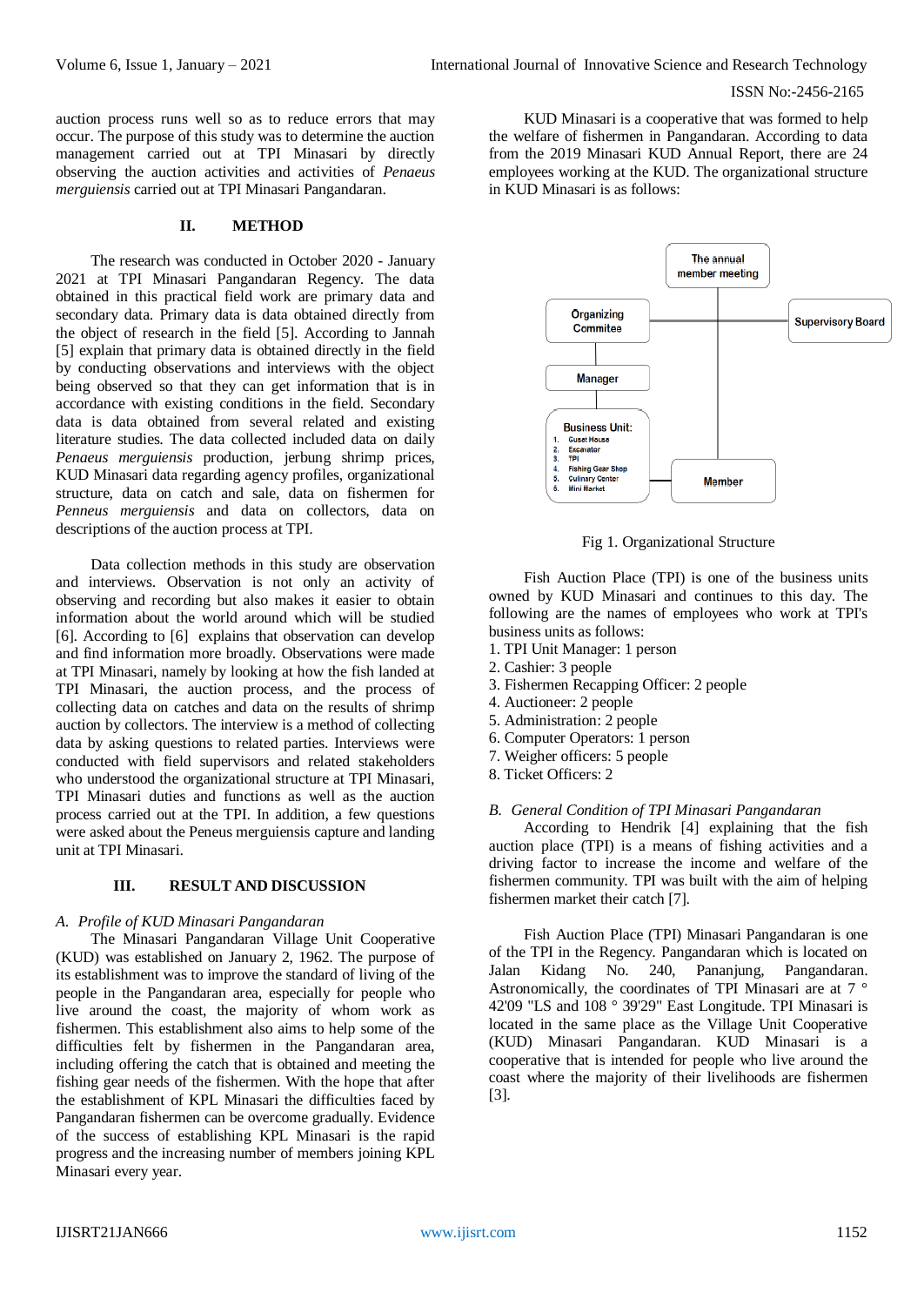auction process runs well so as to reduce errors that may occur. The purpose of this study was to determine the auction management carried out at TPI Minasari by directly observing the auction activities and activities of *Penaeus merguiensis* carried out at TPI Minasari Pangandaran.

## II. METHOD

The research was conducted in October 2020 - January 2021 at TPI Minasari Pangandaran Regency. The data obtained in this practical field work are primary data and secondary data. Primary data is data obtained directly from the object of research in the field [5]. According to Jannah [5] explain that primary data is obtained directly in the field by conducting observations and interviews with the object being observed so that they can get information that is in accordance with existing conditions in the field. Secondary data is data obtained from several related and existing literature studies. The data collected included data on daily *Penaeus merguiensis* production, jerbung shrimp prices, KUD Minasari data regarding agency profiles, organizational structure, data on catch and sale, data on fishermen for *Penneus merguiensis* and data on collectors, data on descriptions of the auction process at TPI.

Data collection methods in this study are observation and interviews. Observation is not only an activity of observing and recording but also makes it easier to obtain information about the world around which will be studied [6]. According to [6] explains that observation can develop and find information more broadly. Observations were made at TPI Minasari, namely by looking at how the fish landed at TPI Minasari, the auction process, and the process of collecting data on catches and data on the results of shrimp auction by collectors. The interview is a method of collecting data by asking questions to related parties. Interviews were conducted with field supervisors and related stakeholders who understood the organizational structure at TPI Minasari, TPI Minasari duties and functions as well as the auction process carried out at the TPI. In addition, a few questions were asked about the Peneus merguiensis capture and landing unit at TPI Minasari.

## III. RESULT AND DISCUSSION

### *A. Profile of KUD Minasari Pangandaran*

The Minasari Pangandaran Village Unit Cooperative (KUD) was established on January 2, 1962. The purpose of its establishment was to improve the standard of living of the people in the Pangandaran area, especially for people who live around the coast, the majority of whom work as fishermen. This establishment also aims to help some of the difficulties felt by fishermen in the Pangandaran area, including offering the catch that is obtained and meeting the fishing gear needs of the fishermen. With the hope that after the establishment of KPL Minasari the difficulties faced by Pangandaran fishermen can be overcome gradually. Evidence of the success of establishing KPL Minasari is the rapid progress and the increasing number of members joining KPL Minasari every year.

KUD Minasari is a cooperative that was formed to help the welfare of fishermen in Pangandaran. According to data from the 2019 Minasari KUD Annual Report, there are 24 employees working at the KUD. The organizational structure in KUD Minasari is as follows:

The annual member meeting

Organizing Commitee — Supervisory Board

Manager

Business Unit:
1. Guset House
2. Excavator
3. TPI
4. Fishing Gear Shop
5. Culinary Center
6. Mini Market

Member

Fig 1. Organizational Structure

Fish Auction Place (TPI) is one of the business units owned by KUD Minasari and continues to this day. The following are the names of employees who work at TPI's business units as follows:

1. TPI Unit Manager: 1 person
2. Cashier: 3 people
3. Fishermen Recapping Officer: 2 people
4. Auctioneer: 2 people
5. Administration: 2 people
6. Computer Operators: 1 person
7. Weigher officers: 5 people
8. Ticket Officers: 2

### *B. General Condition of TPI Minasari Pangandaran*

According to Hendrik [4] explaining that the fish auction place (TPI) is a means of fishing activities and a driving factor to increase the income and welfare of the fishermen community. TPI was built with the aim of helping fishermen market their catch [7].

Fish Auction Place (TPI) Minasari Pangandaran is one of the TPI in the Regency. Pangandaran which is located on Jalan Kidang No. 240, Pananjung, Pangandaran. Astronomically, the coordinates of TPI Minasari are at 7 ° 42'09 "LS and 108 ° 39'29" East Longitude. TPI Minasari is located in the same place as the Village Unit Cooperative (KUD) Minasari Pangandaran. KUD Minasari is a cooperative that is intended for people who live around the coast where the majority of their livelihoods are fishermen [3].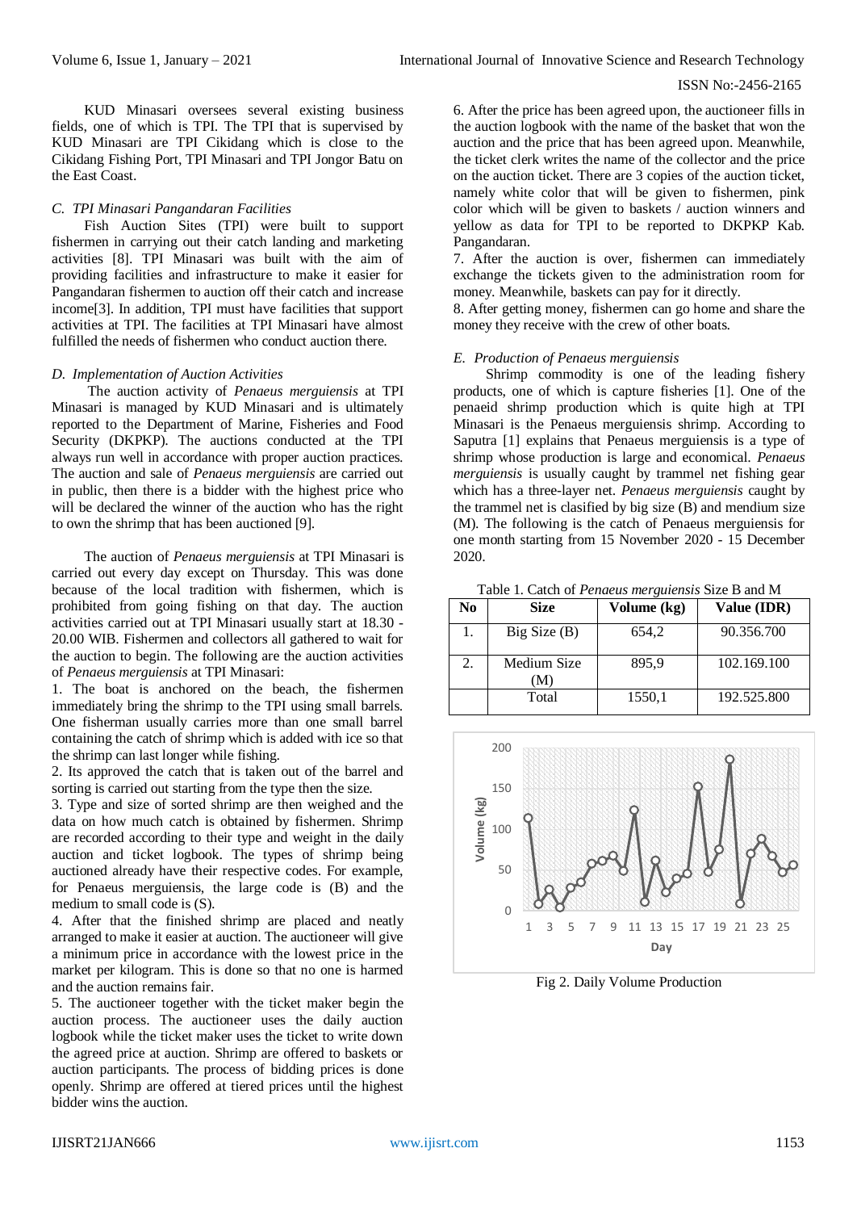KUD Minasari oversees several existing business fields, one of which is TPI. The TPI that is supervised by KUD Minasari are TPI Cikidang which is close to the Cikidang Fishing Port, TPI Minasari and TPI Jongor Batu on the East Coast.

### *C. TPI Minasari Pangandaran Facilities*

Fish Auction Sites (TPI) were built to support fishermen in carrying out their catch landing and marketing activities [8]. TPI Minasari was built with the aim of providing facilities and infrastructure to make it easier for Pangandaran fishermen to auction off their catch and increase income[3]. In addition, TPI must have facilities that support activities at TPI. The facilities at TPI Minasari have almost fulfilled the needs of fishermen who conduct auction there.

### *D. Implementation of Auction Activities*

The auction activity of *Penaeus merguiensis* at TPI Minasari is managed by KUD Minasari and is ultimately reported to the Department of Marine, Fisheries and Food Security (DKPKP). The auctions conducted at the TPI always run well in accordance with proper auction practices. The auction and sale of *Penaeus merguiensis* are carried out in public, then there is a bidder with the highest price who will be declared the winner of the auction who has the right to own the shrimp that has been auctioned [9].

The auction of *Penaeus merguiensis* at TPI Minasari is carried out every day except on Thursday. This was done because of the local tradition with fishermen, which is prohibited from going fishing on that day. The auction activities carried out at TPI Minasari usually start at 18.30 - 20.00 WIB. Fishermen and collectors all gathered to wait for the auction to begin. The following are the auction activities of *Penaeus merguiensis* at TPI Minasari:

1. The boat is anchored on the beach, the fishermen immediately bring the shrimp to the TPI using small barrels. One fisherman usually carries more than one small barrel containing the catch of shrimp which is added with ice so that the shrimp can last longer while fishing.
2. Its approved the catch that is taken out of the barrel and sorting is carried out starting from the type then the size.
3. Type and size of sorted shrimp are then weighed and the data on how much catch is obtained by fishermen. Shrimp are recorded according to their type and weight in the daily auction and ticket logbook. The types of shrimp being auctioned already have their respective codes. For example, for Penaeus merguiensis, the large code is (B) and the medium to small code is (S).
4. After that the finished shrimp are placed and neatly arranged to make it easier at auction. The auctioneer will give a minimum price in accordance with the lowest price in the market per kilogram. This is done so that no one is harmed and the auction remains fair.
5. The auctioneer together with the ticket maker begin the auction process. The auctioneer uses the daily auction logbook while the ticket maker uses the ticket to write down the agreed price at auction. Shrimp are offered to baskets or auction participants. The process of bidding prices is done openly. Shrimp are offered at tiered prices until the highest bidder wins the auction.
6. After the price has been agreed upon, the auctioneer fills in the auction logbook with the name of the basket that won the auction and the price that has been agreed upon. Meanwhile, the ticket clerk writes the name of the collector and the price on the auction ticket. There are 3 copies of the auction ticket, namely white color that will be given to fishermen, pink color which will be given to baskets / auction winners and yellow as data for TPI to be reported to DKPKP Kab. Pangandaran.
7. After the auction is over, fishermen can immediately exchange the tickets given to the administration room for money. Meanwhile, baskets can pay for it directly.
8. After getting money, fishermen can go home and share the money they receive with the crew of other boats.

### *E. Production of Penaeus merguiensis*

Shrimp commodity is one of the leading fishery products, one of which is capture fisheries [1]. One of the penaeid shrimp production which is quite high at TPI Minasari is the Penaeus merguiensis shrimp. According to Saputra [1] explains that Penaeus merguiensis is a type of shrimp whose production is large and economical. *Penaeus merguiensis* is usually caught by trammel net fishing gear which has a three-layer net. *Penaeus merguiensis* caught by the trammel net is clasified by big size (B) and mendium size (M). The following is the catch of Penaeus merguiensis for one month starting from 15 November 2020 - 15 December 2020.

Table 1. Catch of *Penaeus merguiensis* Size B and M

| No | Size | Volume (kg) | Value (IDR) |
|---|---|---|---|
| 1. | Big Size (B) | 654,2 | 90.356.700 |
| 2. | Medium Size (M) | 895,9 | 102.169.100 |
| | Total | 1550,1 | 192.525.800 |

Fig 2. Daily Volume Production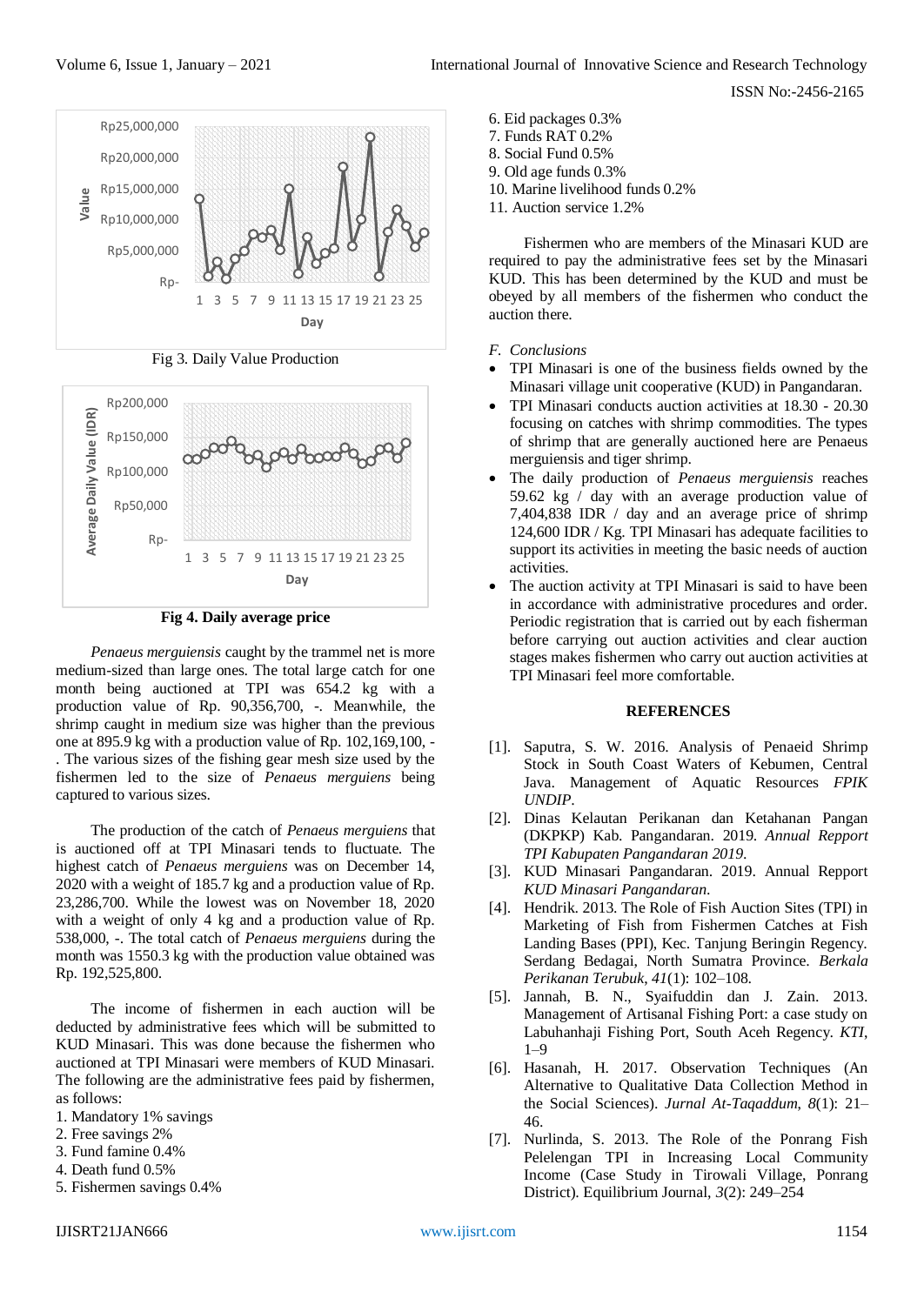Fig 3. Daily Value Production

**Fig 4. Daily average price**

*Penaeus merguiensis* caught by the trammel net is more medium-sized than large ones. The total large catch for one month being auctioned at TPI was 654.2 kg with a production value of Rp. 90,356,700, -. Meanwhile, the shrimp caught in medium size was higher than the previous one at 895.9 kg with a production value of Rp. 102,169,100, -. The various sizes of the fishing gear mesh size used by the fishermen led to the size of *Penaeus merguiens* being captured to various sizes.

The production of the catch of *Penaeus merguiens* that is auctioned off at TPI Minasari tends to fluctuate. The highest catch of *Penaeus merguiens* was on December 14, 2020 with a weight of 185.7 kg and a production value of Rp. 23,286,700. While the lowest was on November 18, 2020 with a weight of only 4 kg and a production value of Rp. 538,000, -. The total catch of *Penaeus merguiens* during the month was 1550.3 kg with the production value obtained was Rp. 192,525,800.

The income of fishermen in each auction will be deducted by administrative fees which will be submitted to KUD Minasari. This was done because the fishermen who auctioned at TPI Minasari were members of KUD Minasari. The following are the administrative fees paid by fishermen, as follows:

1. Mandatory 1% savings
2. Free savings 2%
3. Fund famine 0.4%
4. Death fund 0.5%
5. Fishermen savings 0.4%
6. Eid packages 0.3%
7. Funds RAT 0.2%
8. Social Fund 0.5%
9. Old age funds 0.3%
10. Marine livelihood funds 0.2%
11. Auction service 1.2%

Fishermen who are members of the Minasari KUD are required to pay the administrative fees set by the Minasari KUD. This has been determined by the KUD and must be obeyed by all members of the fishermen who conduct the auction there.

### *F. Conclusions*

- TPI Minasari is one of the business fields owned by the Minasari village unit cooperative (KUD) in Pangandaran.
- TPI Minasari conducts auction activities at 18.30 - 20.30 focusing on catches with shrimp commodities. The types of shrimp that are generally auctioned here are Penaeus merguiensis and tiger shrimp.
- The daily production of *Penaeus merguiensis* reaches 59.62 kg / day with an average production value of 7,404,838 IDR / day and an average price of shrimp 124,600 IDR / Kg. TPI Minasari has adequate facilities to support its activities in meeting the basic needs of auction activities.
- The auction activity at TPI Minasari is said to have been in accordance with administrative procedures and order. Periodic registration that is carried out by each fisherman before carrying out auction activities and clear auction stages makes fishermen who carry out auction activities at TPI Minasari feel more comfortable.

## REFERENCES

[1]. Saputra, S. W. 2016. Analysis of Penaeid Shrimp Stock in South Coast Waters of Kebumen, Central Java. Management of Aquatic Resources *FPIK UNDIP*.

[2]. Dinas Kelautan Perikanan dan Ketahanan Pangan (DKPKP) Kab. Pangandaran. 2019. *Annual Repport TPI Kabupaten Pangandaran 2019*.

[3]. KUD Minasari Pangandaran. 2019. Annual Repport *KUD Minasari Pangandaran*.

[4]. Hendrik. 2013. The Role of Fish Auction Sites (TPI) in Marketing of Fish from Fishermen Catches at Fish Landing Bases (PPI), Kec. Tanjung Beringin Regency. Serdang Bedagai, North Sumatra Province. *Berkala Perikanan Terubuk*, *41*(1): 102–108.

[5]. Jannah, B. N., Syaifuddin dan J. Zain. 2013. Management of Artisanal Fishing Port: a case study on Labuhanhaji Fishing Port, South Aceh Regency. *KTI*, 1–9

[6]. Hasanah, H. 2017. Observation Techniques (An Alternative to Qualitative Data Collection Method in the Social Sciences). *Jurnal At-Taqaddum*, *8*(1): 21–46.

[7]. Nurlinda, S. 2013. The Role of the Ponrang Fish Pelelengan TPI in Increasing Local Community Income (Case Study in Tirowali Village, Ponrang District). Equilibrium Journal, *3*(2): 249–254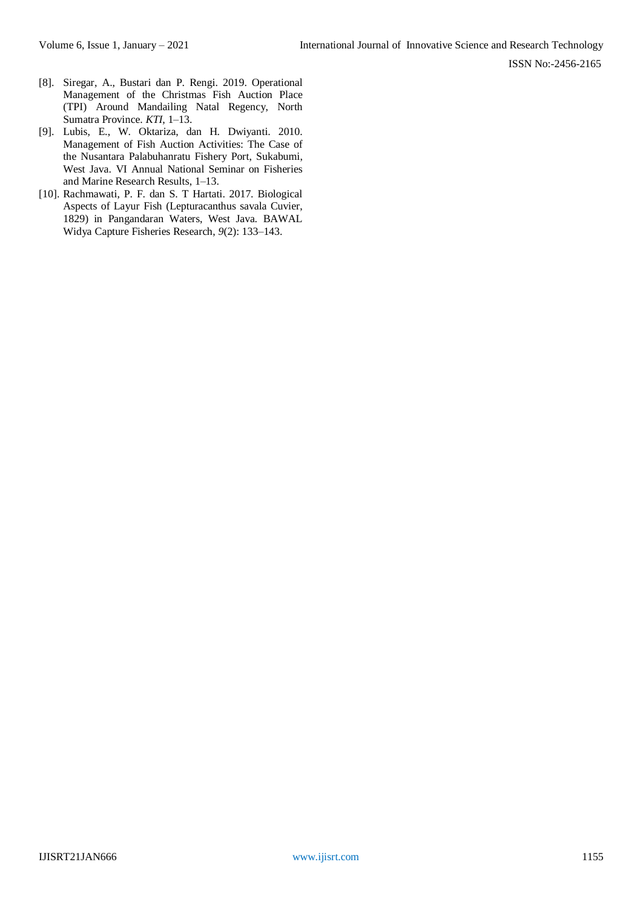[8]. Siregar, A., Bustari dan P. Rengi. 2019. Operational Management of the Christmas Fish Auction Place (TPI) Around Mandailing Natal Regency, North Sumatra Province. *KTI*, 1–13.

[9]. Lubis, E., W. Oktariza, dan H. Dwiyanti. 2010. Management of Fish Auction Activities: The Case of the Nusantara Palabuhanratu Fishery Port, Sukabumi, West Java. VI Annual National Seminar on Fisheries and Marine Research Results, 1–13.

[10]. Rachmawati, P. F. dan S. T Hartati. 2017. Biological Aspects of Layur Fish (Lepturacanthus savala Cuvier, 1829) in Pangandaran Waters, West Java. BAWAL Widya Capture Fisheries Research, *9*(2): 133–143.